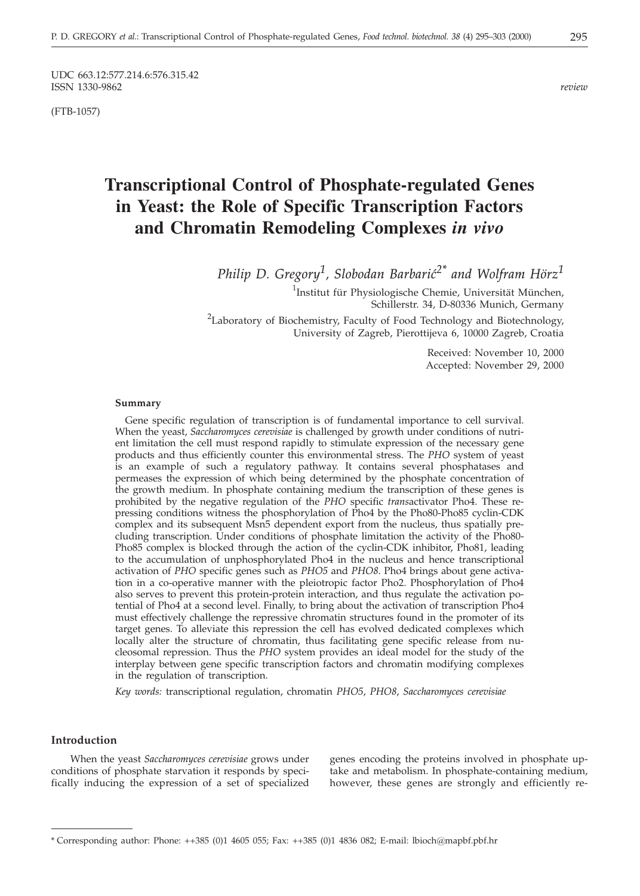UDC 663.12:577.214.6:576.315.42
ISSN 1330-9862

*review*

(FTB-1057)

# Transcriptional Control of Phosphate-regulated Genes in Yeast: the Role of Specific Transcription Factors and Chromatin Remodeling Complexes *in vivo*

*Philip D. Gregory*[1], *Slobodan Barbarić*[2*] *and Wolfram Hörz*[1]

[1]Institut für Physiologische Chemie, Universität München, Schillerstr. 34, D-80336 Munich, Germany

[2]Laboratory of Biochemistry, Faculty of Food Technology and Biotechnology, University of Zagreb, Pierottijeva 6, 10000 Zagreb, Croatia

Received: November 10, 2000
Accepted: November 29, 2000

### Summary

Gene specific regulation of transcription is of fundamental importance to cell survival. When the yeast, *Saccharomyces cerevisiae* is challenged by growth under conditions of nutrient limitation the cell must respond rapidly to stimulate expression of the necessary gene products and thus efficiently counter this environmental stress. The *PHO* system of yeast is an example of such a regulatory pathway. It contains several phosphatases and permeases the expression of which being determined by the phosphate concentration of the growth medium. In phosphate containing medium the transcription of these genes is prohibited by the negative regulation of the *PHO* specific *trans*activator Pho4. These repressing conditions witness the phosphorylation of Pho4 by the Pho80-Pho85 cyclin-CDK complex and its subsequent Msn5 dependent export from the nucleus, thus spatially precluding transcription. Under conditions of phosphate limitation the activity of the Pho80-Pho85 complex is blocked through the action of the cyclin-CDK inhibitor, Pho81, leading to the accumulation of unphosphorylated Pho4 in the nucleus and hence transcriptional activation of *PHO* specific genes such as *PHO5* and *PHO8*. Pho4 brings about gene activation in a co-operative manner with the pleiotropic factor Pho2. Phosphorylation of Pho4 also serves to prevent this protein-protein interaction, and thus regulate the activation potential of Pho4 at a second level. Finally, to bring about the activation of transcription Pho4 must effectively challenge the repressive chromatin structures found in the promoter of its target genes. To alleviate this repression the cell has evolved dedicated complexes which locally alter the structure of chromatin, thus facilitating gene specific release from nucleosomal repression. Thus the *PHO* system provides an ideal model for the study of the interplay between gene specific transcription factors and chromatin modifying complexes in the regulation of transcription.

*Key words:* transcriptional regulation, chromatin *PHO5*, *PHO8*, *Saccharomyces cerevisiae*

### Introduction

When the yeast *Saccharomyces cerevisiae* grows under conditions of phosphate starvation it responds by specifically inducing the expression of a set of specialized genes encoding the proteins involved in phosphate uptake and metabolism. In phosphate-containing medium, however, these genes are strongly and efficiently re-

* Corresponding author: Phone: ++385 (0)1 4605 055; Fax: ++385 (0)1 4836 082; E-mail: lbioch@mapbf.pbf.hr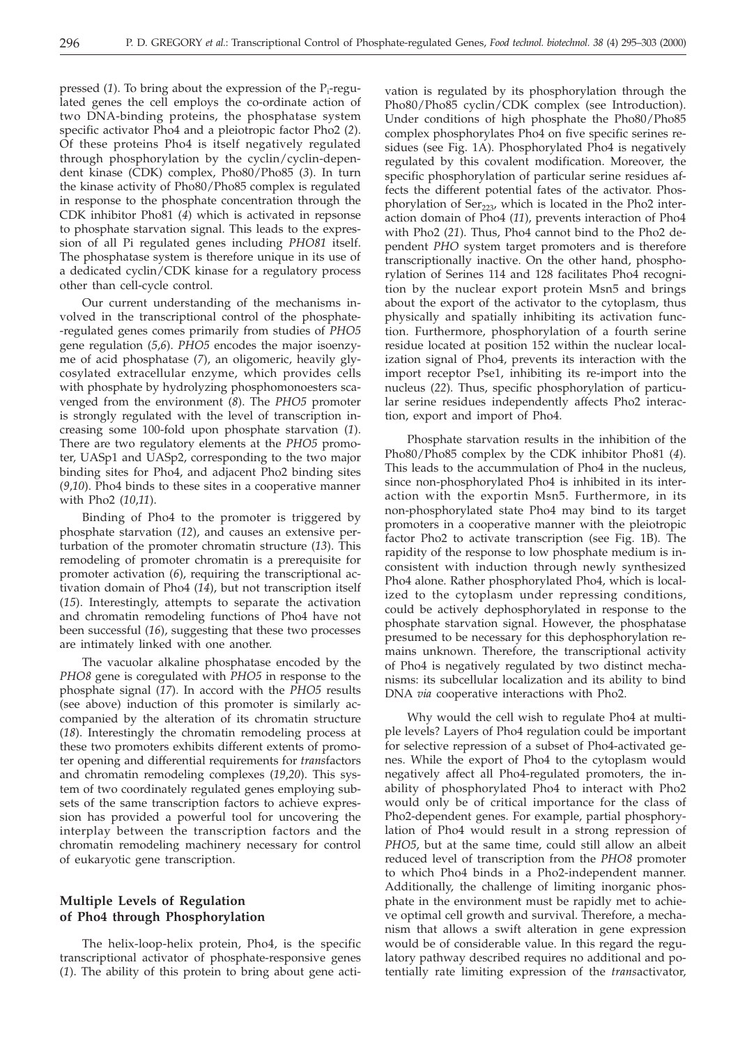pressed (*1*). To bring about the expression of the $P_i$-regulated genes the cell employs the co-ordinate action of two DNA-binding proteins, the phosphatase system specific activator Pho4 and a pleiotropic factor Pho2 (*2*). Of these proteins Pho4 is itself negatively regulated through phosphorylation by the cyclin/cyclin-dependent kinase (CDK) complex, Pho80/Pho85 (*3*). In turn the kinase activity of Pho80/Pho85 complex is regulated in response to the phosphate concentration through the CDK inhibitor Pho81 (*4*) which is activated in repsonse to phosphate starvation signal. This leads to the expression of all Pi regulated genes including *PHO81* itself. The phosphatase system is therefore unique in its use of a dedicated cyclin/CDK kinase for a regulatory process other than cell-cycle control.

Our current understanding of the mechanisms involved in the transcriptional control of the phosphate-regulated genes comes primarily from studies of *PHO5* gene regulation (*5,6*). *PHO5* encodes the major isoenzyme of acid phosphatase (*7*), an oligomeric, heavily glycosylated extracellular enzyme, which provides cells with phosphate by hydrolyzing phosphomonoesters scavenged from the environment (*8*). The *PHO5* promoter is strongly regulated with the level of transcription increasing some 100-fold upon phosphate starvation (*1*). There are two regulatory elements at the *PHO5* promoter, UASp1 and UASp2, corresponding to the two major binding sites for Pho4, and adjacent Pho2 binding sites (*9,10*). Pho4 binds to these sites in a cooperative manner with Pho2 (*10,11*).

Binding of Pho4 to the promoter is triggered by phosphate starvation (*12*), and causes an extensive perturbation of the promoter chromatin structure (*13*). This remodeling of promoter chromatin is a prerequisite for promoter activation (*6*), requiring the transcriptional activation domain of Pho4 (*14*), but not transcription itself (*15*). Interestingly, attempts to separate the activation and chromatin remodeling functions of Pho4 have not been successful (*16*), suggesting that these two processes are intimately linked with one another.

The vacuolar alkaline phosphatase encoded by the *PHO8* gene is coregulated with *PHO5* in response to the phosphate signal (*17*). In accord with the *PHO5* results (see above) induction of this promoter is similarly accompanied by the alteration of its chromatin structure (*18*). Interestingly the chromatin remodeling process at these two promoters exhibits different extents of promoter opening and differential requirements for *trans*factors and chromatin remodeling complexes (*19,20*). This system of two coordinately regulated genes employing subsets of the same transcription factors to achieve expression has provided a powerful tool for uncovering the interplay between the transcription factors and the chromatin remodeling machinery necessary for control of eukaryotic gene transcription.

## Multiple Levels of Regulation of Pho4 through Phosphorylation

The helix-loop-helix protein, Pho4, is the specific transcriptional activator of phosphate-responsive genes (*1*). The ability of this protein to bring about gene activation is regulated by its phosphorylation through the Pho80/Pho85 cyclin/CDK complex (see Introduction). Under conditions of high phosphate the Pho80/Pho85 complex phosphorylates Pho4 on five specific serines residues (see Fig. 1A). Phosphorylated Pho4 is negatively regulated by this covalent modification. Moreover, the specific phosphorylation of particular serine residues affects the different potential fates of the activator. Phosphorylation of $Ser_{223}$, which is located in the Pho2 interaction domain of Pho4 (*11*), prevents interaction of Pho4 with Pho2 (*21*). Thus, Pho4 cannot bind to the Pho2 dependent *PHO* system target promoters and is therefore transcriptionally inactive. On the other hand, phosphorylation of Serines 114 and 128 facilitates Pho4 recognition by the nuclear export protein Msn5 and brings about the export of the activator to the cytoplasm, thus physically and spatially inhibiting its activation function. Furthermore, phosphorylation of a fourth serine residue located at position 152 within the nuclear localization signal of Pho4, prevents its interaction with the import receptor Pse1, inhibiting its re-import into the nucleus (*22*). Thus, specific phosphorylation of particular serine residues independently affects Pho2 interaction, export and import of Pho4.

Phosphate starvation results in the inhibition of the Pho80/Pho85 complex by the CDK inhibitor Pho81 (*4*). This leads to the accummulation of Pho4 in the nucleus, since non-phosphorylated Pho4 is inhibited in its interaction with the exportin Msn5. Furthermore, in its non-phosphorylated state Pho4 may bind to its target promoters in a cooperative manner with the pleiotropic factor Pho2 to activate transcription (see Fig. 1B). The rapidity of the response to low phosphate medium is inconsistent with induction through newly synthesized Pho4 alone. Rather phosphorylated Pho4, which is localized to the cytoplasm under repressing conditions, could be actively dephosphorylated in response to the phosphate starvation signal. However, the phosphatase presumed to be necessary for this dephosphorylation remains unknown. Therefore, the transcriptional activity of Pho4 is negatively regulated by two distinct mechanisms: its subcellular localization and its ability to bind DNA *via* cooperative interactions with Pho2.

Why would the cell wish to regulate Pho4 at multiple levels? Layers of Pho4 regulation could be important for selective repression of a subset of Pho4-activated genes. While the export of Pho4 to the cytoplasm would negatively affect all Pho4-regulated promoters, the inability of phosphorylated Pho4 to interact with Pho2 would only be of critical importance for the class of Pho2-dependent genes. For example, partial phosphorylation of Pho4 would result in a strong repression of *PHO5*, but at the same time, could still allow an albeit reduced level of transcription from the *PHO8* promoter to which Pho4 binds in a Pho2-independent manner. Additionally, the challenge of limiting inorganic phosphate in the environment must be rapidly met to achieve optimal cell growth and survival. Therefore, a mechanism that allows a swift alteration in gene expression would be of considerable value. In this regard the regulatory pathway described requires no additional and potentially rate limiting expression of the *trans*activator,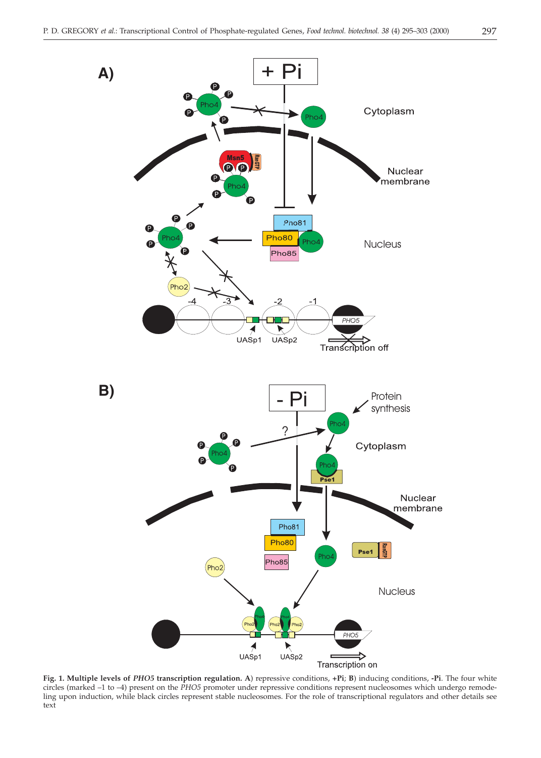**Fig. 1. Multiple levels of *PHO5* transcription regulation. A**) repressive conditions, **+Pi**; **B**) inducing conditions, **-Pi**. The four white circles (marked –1 to –4) present on the *PHO5* promoter under repressive conditions represent nucleosomes which undergo remodeling upon induction, while black circles represent stable nucleosomes. For the role of transcriptional regulators and other details see text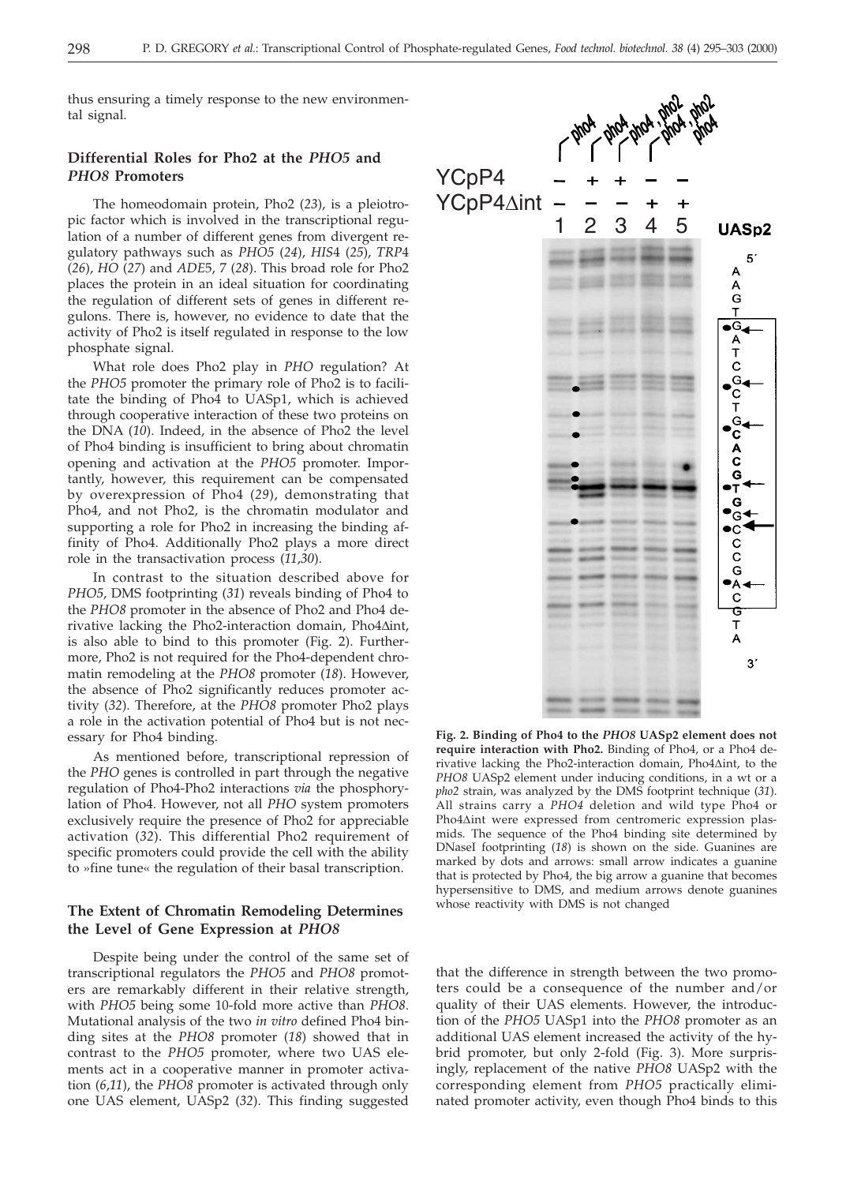thus ensuring a timely response to the new environmental signal.

## Differential Roles for Pho2 at the *PHO5* and *PHO8* Promoters

The homeodomain protein, Pho2 (*23*), is a pleiotropic factor which is involved in the transcriptional regulation of a number of different genes from divergent regulatory pathways such as *PHO5* (*24*), *HIS4* (*25*), *TRP4* (*26*), *HO* (*27*) and *ADE5*, *7* (*28*). This broad role for Pho2 places the protein in an ideal situation for coordinating the regulation of different sets of genes in different regulons. There is, however, no evidence to date that the activity of Pho2 is itself regulated in response to the low phosphate signal.

What role does Pho2 play in *PHO* regulation? At the *PHO5* promoter the primary role of Pho2 is to facilitate the binding of Pho4 to UASp1, which is achieved through cooperative interaction of these two proteins on the DNA (*10*). Indeed, in the absence of Pho2 the level of Pho4 binding is insufficient to bring about chromatin opening and activation at the *PHO5* promoter. Importantly, however, this requirement can be compensated by overexpression of Pho4 (*29*), demonstrating that Pho4, and not Pho2, is the chromatin modulator and supporting a role for Pho2 in increasing the binding affinity of Pho4. Additionally Pho2 plays a more direct role in the transactivation process (*11*,*30*).

In contrast to the situation described above for *PHO5*, DMS footprinting (*31*) reveals binding of Pho4 to the *PHO8* promoter in the absence of Pho2 and Pho4 derivative lacking the Pho2-interaction domain, Pho4Δint, is also able to bind to this promoter (Fig. 2). Furthermore, Pho2 is not required for the Pho4-dependent chromatin remodeling at the *PHO8* promoter (*18*). However, the absence of Pho2 significantly reduces promoter activity (*32*). Therefore, at the *PHO8* promoter Pho2 plays a role in the activation potential of Pho4 but is not necessary for Pho4 binding.

As mentioned before, transcriptional repression of the *PHO* genes is controlled in part through the negative regulation of Pho4-Pho2 interactions *via* the phosphorylation of Pho4. However, not all *PHO* system promoters exclusively require the presence of Pho2 for appreciable activation (*32*). This differential Pho2 requirement of specific promoters could provide the cell with the ability to »fine tune« the regulation of their basal transcription.

**Fig. 2. Binding of Pho4 to the *PHO8* UASp2 element does not require interaction with Pho2.** Binding of Pho4, or a Pho4 derivative lacking the Pho2-interaction domain, Pho4Δint, to the *PHO8* UASp2 element under inducing conditions, in a wt or a *pho2* strain, was analyzed by the DMS footprint technique (*31*). All strains carry a *PHO4* deletion and wild type Pho4 or Pho4Δint were expressed from centromeric expression plasmids. The sequence of the Pho4 binding site determined by DNaseI footprinting (*18*) is shown on the side. Guanines are marked by dots and arrows: small arrow indicates a guanine that is protected by Pho4, the big arrow a guanine that becomes hypersensitive to DMS, and medium arrows denote guanines whose reactivity with DMS is not changed

## The Extent of Chromatin Remodeling Determines the Level of Gene Expression at *PHO8*

Despite being under the control of the same set of transcriptional regulators the *PHO5* and *PHO8* promoters are remarkably different in their relative strength, with *PHO5* being some 10-fold more active than *PHO8*. Mutational analysis of the two *in vitro* defined Pho4 binding sites at the *PHO8* promoter (*18*) showed that in contrast to the *PHO5* promoter, where two UAS elements act in a cooperative manner in promoter activation (*6*,*11*), the *PHO8* promoter is activated through only one UAS element, UASp2 (*32*). This finding suggested that the difference in strength between the two promoters could be a consequence of the number and/or quality of their UAS elements. However, the introduction of the *PHO5* UASp1 into the *PHO8* promoter as an additional UAS element increased the activity of the hybrid promoter, but only 2-fold (Fig. 3). More surprisingly, replacement of the native *PHO8* UASp2 with the corresponding element from *PHO5* practically eliminated promoter activity, even though Pho4 binds to this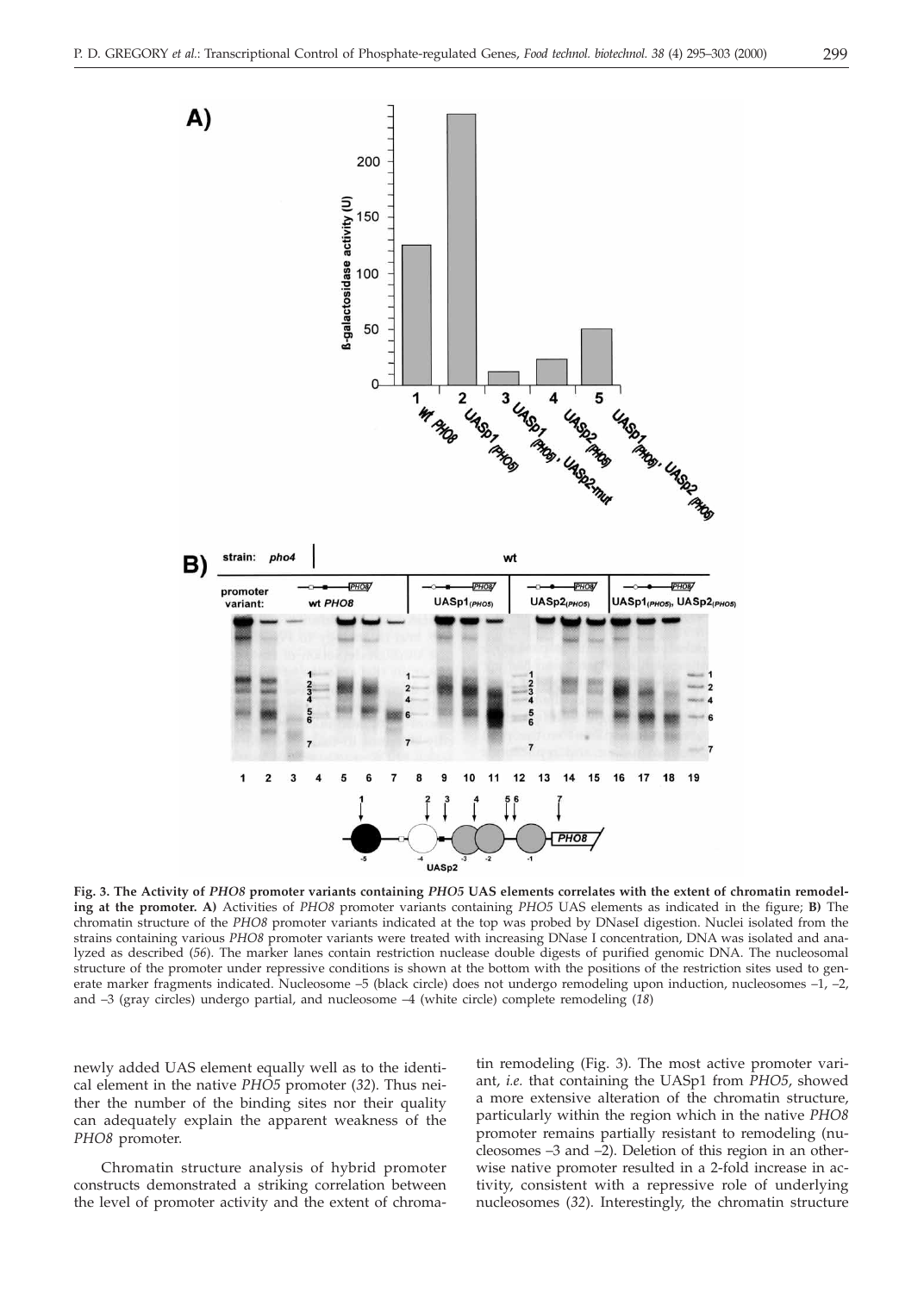**Fig. 3. The Activity of *PHO8* promoter variants containing *PHO5* UAS elements correlates with the extent of chromatin remodeling at the promoter. A)** Activities of *PHO8* promoter variants containing *PHO5* UAS elements as indicated in the figure; **B)** The chromatin structure of the *PHO8* promoter variants indicated at the top was probed by DNaseI digestion. Nuclei isolated from the strains containing various *PHO8* promoter variants were treated with increasing DNase I concentration, DNA was isolated and analyzed as described (*56*). The marker lanes contain restriction nuclease double digests of purified genomic DNA. The nucleosomal structure of the promoter under repressive conditions is shown at the bottom with the positions of the restriction sites used to generate marker fragments indicated. Nucleosome –5 (black circle) does not undergo remodeling upon induction, nucleosomes –1, –2, and –3 (gray circles) undergo partial, and nucleosome –4 (white circle) complete remodeling (*18*)

newly added UAS element equally well as to the identical element in the native *PHO5* promoter (*32*). Thus neither the number of the binding sites nor their quality can adequately explain the apparent weakness of the *PHO8* promoter.

Chromatin structure analysis of hybrid promoter constructs demonstrated a striking correlation between the level of promoter activity and the extent of chromatin remodeling (Fig. 3). The most active promoter variant, *i.e.* that containing the UASp1 from *PHO5*, showed a more extensive alteration of the chromatin structure, particularly within the region which in the native *PHO8* promoter remains partially resistant to remodeling (nucleosomes –3 and –2). Deletion of this region in an otherwise native promoter resulted in a 2-fold increase in activity, consistent with a repressive role of underlying nucleosomes (*32*). Interestingly, the chromatin structure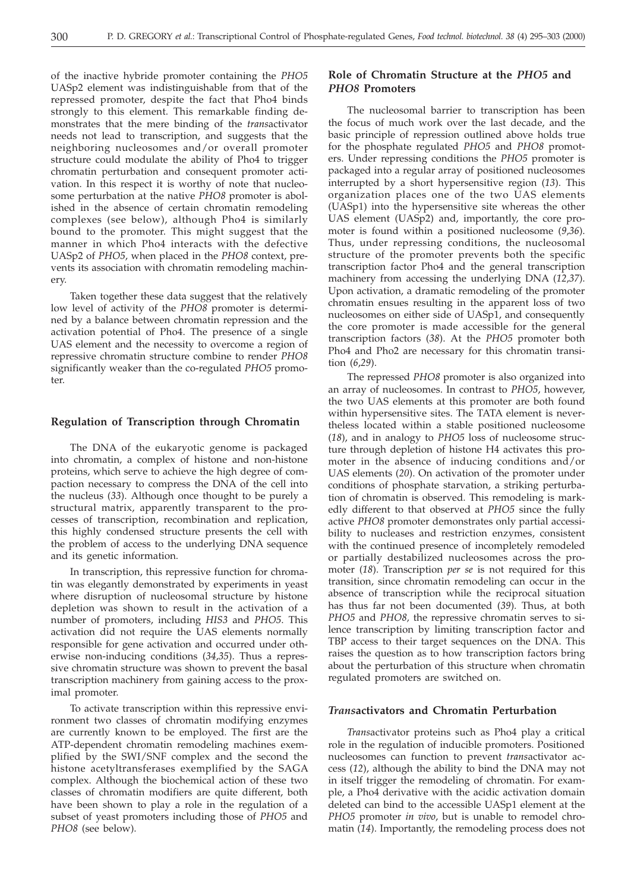of the inactive hybride promoter containing the *PHO5* UASp2 element was indistinguishable from that of the repressed promoter, despite the fact that Pho4 binds strongly to this element. This remarkable finding demonstrates that the mere binding of the *trans*activator needs not lead to transcription, and suggests that the neighboring nucleosomes and/or overall promoter structure could modulate the ability of Pho4 to trigger chromatin perturbation and consequent promoter activation. In this respect it is worthy of note that nucleosome perturbation at the native *PHO8* promoter is abolished in the absence of certain chromatin remodeling complexes (see below), although Pho4 is similarly bound to the promoter. This might suggest that the manner in which Pho4 interacts with the defective UASp2 of *PHO5*, when placed in the *PHO8* context, prevents its association with chromatin remodeling machinery.

Taken together these data suggest that the relatively low level of activity of the *PHO8* promoter is determined by a balance between chromatin repression and the activation potential of Pho4. The presence of a single UAS element and the necessity to overcome a region of repressive chromatin structure combine to render *PHO8* significantly weaker than the co-regulated *PHO5* promoter.

## Regulation of Transcription through Chromatin

The DNA of the eukaryotic genome is packaged into chromatin, a complex of histone and non-histone proteins, which serve to achieve the high degree of compaction necessary to compress the DNA of the cell into the nucleus (*33*). Although once thought to be purely a structural matrix, apparently transparent to the processes of transcription, recombination and replication, this highly condensed structure presents the cell with the problem of access to the underlying DNA sequence and its genetic information.

In transcription, this repressive function for chromatin was elegantly demonstrated by experiments in yeast where disruption of nucleosomal structure by histone depletion was shown to result in the activation of a number of promoters, including *HIS3* and *PHO5*. This activation did not require the UAS elements normally responsible for gene activation and occurred under otherwise non-inducing conditions (*34,35*). Thus a repressive chromatin structure was shown to prevent the basal transcription machinery from gaining access to the proximal promoter.

To activate transcription within this repressive environment two classes of chromatin modifying enzymes are currently known to be employed. The first are the ATP-dependent chromatin remodeling machines exemplified by the SWI/SNF complex and the second the histone acetyltransferases exemplified by the SAGA complex. Although the biochemical action of these two classes of chromatin modifiers are quite different, both have been shown to play a role in the regulation of a subset of yeast promoters including those of *PHO5* and *PHO8* (see below).

## Role of Chromatin Structure at the *PHO5* and *PHO8* Promoters

The nucleosomal barrier to transcription has been the focus of much work over the last decade, and the basic principle of repression outlined above holds true for the phosphate regulated *PHO5* and *PHO8* promoters. Under repressing conditions the *PHO5* promoter is packaged into a regular array of positioned nucleosomes interrupted by a short hypersensitive region (*13*). This organization places one of the two UAS elements (UASp1) into the hypersensitive site whereas the other UAS element (UASp2) and, importantly, the core promoter is found within a positioned nucleosome (*9,36*). Thus, under repressing conditions, the nucleosomal structure of the promoter prevents both the specific transcription factor Pho4 and the general transcription machinery from accessing the underlying DNA (*12,37*). Upon activation, a dramatic remodeling of the promoter chromatin ensues resulting in the apparent loss of two nucleosomes on either side of UASp1, and consequently the core promoter is made accessible for the general transcription factors (*38*). At the *PHO5* promoter both Pho4 and Pho2 are necessary for this chromatin transition (*6,29*).

The repressed *PHO8* promoter is also organized into an array of nucleosomes. In contrast to *PHO5*, however, the two UAS elements at this promoter are both found within hypersensitive sites. The TATA element is nevertheless located within a stable positioned nucleosome (*18*), and in analogy to *PHO5* loss of nucleosome structure through depletion of histone H4 activates this promoter in the absence of inducing conditions and/or UAS elements (*20*). On activation of the promoter under conditions of phosphate starvation, a striking perturbation of chromatin is observed. This remodeling is markedly different to that observed at *PHO5* since the fully active *PHO8* promoter demonstrates only partial accessibility to nucleases and restriction enzymes, consistent with the continued presence of incompletely remodeled or partially destabilized nucleosomes across the promoter (*18*). Transcription *per se* is not required for this transition, since chromatin remodeling can occur in the absence of transcription while the reciprocal situation has thus far not been documented (*39*). Thus, at both *PHO5* and *PHO8*, the repressive chromatin serves to silence transcription by limiting transcription factor and TBP access to their target sequences on the DNA. This raises the question as to how transcription factors bring about the perturbation of this structure when chromatin regulated promoters are switched on.

## *Trans*activators and Chromatin Perturbation

*Trans*activator proteins such as Pho4 play a critical role in the regulation of inducible promoters. Positioned nucleosomes can function to prevent *trans*activator access (*12*), although the ability to bind the DNA may not in itself trigger the remodeling of chromatin. For example, a Pho4 derivative with the acidic activation domain deleted can bind to the accessible UASp1 element at the *PHO5* promoter *in vivo*, but is unable to remodel chromatin (*14*). Importantly, the remodeling process does not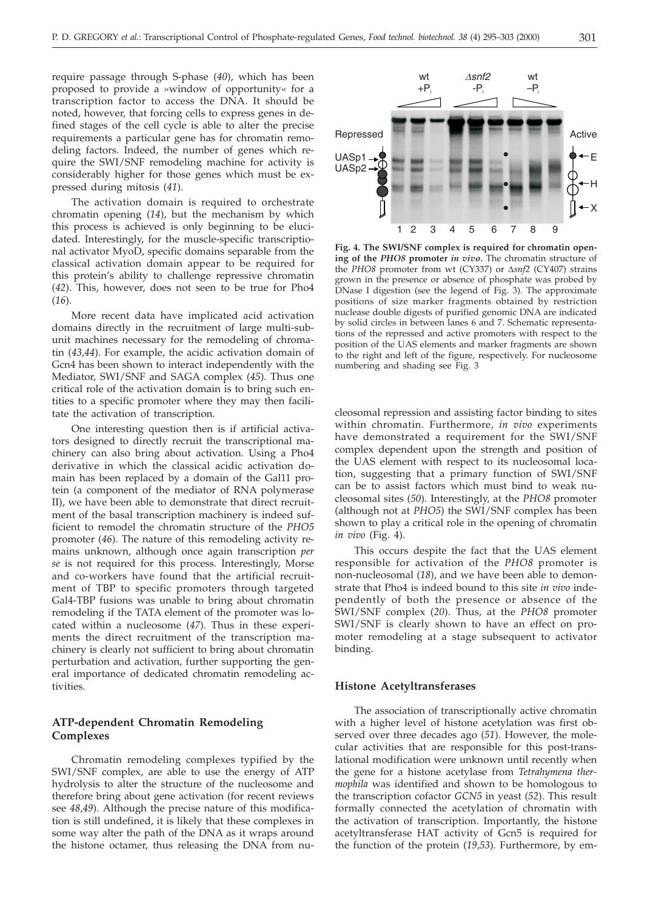require passage through S-phase (*40*), which has been proposed to provide a »window of opportunity« for a transcription factor to access the DNA. It should be noted, however, that forcing cells to express genes in defined stages of the cell cycle is able to alter the precise requirements a particular gene has for chromatin remodeling factors. Indeed, the number of genes which require the SWI/SNF remodeling machine for activity is considerably higher for those genes which must be expressed during mitosis (*41*).

The activation domain is required to orchestrate chromatin opening (*14*), but the mechanism by which this process is achieved is only beginning to be elucidated. Interestingly, for the muscle-specific transcriptional activator MyoD, specific domains separable from the classical activation domain appear to be required for this protein's ability to challenge repressive chromatin (*42*). This, however, does not seen to be true for Pho4 (*16*).

More recent data have implicated acid activation domains directly in the recruitment of large multi-subunit machines necessary for the remodeling of chromatin (*43,44*). For example, the acidic activation domain of Gcn4 has been shown to interact independently with the Mediator, SWI/SNF and SAGA complex (*45*). Thus one critical role of the activation domain is to bring such entities to a specific promoter where they may then facilitate the activation of transcription.

One interesting question then is if artificial activators designed to directly recruit the transcriptional machinery can also bring about activation. Using a Pho4 derivative in which the classical acidic activation domain has been replaced by a domain of the Gal11 protein (a component of the mediator of RNA polymerase II), we have been able to demonstrate that direct recruitment of the basal transcription machinery is indeed sufficient to remodel the chromatin structure of the *PHO5* promoter (*46*). The nature of this remodeling activity remains unknown, although once again transcription *per se* is not required for this process. Interestingly, Morse and co-workers have found that the artificial recruitment of TBP to specific promoters through targeted Gal4-TBP fusions was unable to bring about chromatin remodeling if the TATA element of the promoter was located within a nucleosome (*47*). Thus in these experiments the direct recruitment of the transcription machinery is clearly not sufficient to bring about chromatin perturbation and activation, further supporting the general importance of dedicated chromatin remodeling activities.

## ATP-dependent Chromatin Remodeling Complexes

Chromatin remodeling complexes typified by the SWI/SNF complex, are able to use the energy of ATP hydrolysis to alter the structure of the nucleosome and therefore bring about gene activation (for recent reviews see *48,49*). Although the precise nature of this modification is still undefined, it is likely that these complexes in some way alter the path of the DNA as it wraps around the histone octamer, thus releasing the DNA from nucleosomal repression and assisting factor binding to sites within chromatin. Furthermore, *in vivo* experiments have demonstrated a requirement for the SWI/SNF complex dependent upon the strength and position of the UAS element with respect to its nucleosomal location, suggesting that a primary function of SWI/SNF can be to assist factors which must bind to weak nucleosomal sites (*50*). Interestingly, at the *PHO8* promoter (although not at *PHO5*) the SWI/SNF complex has been shown to play a critical role in the opening of chromatin *in vivo* (Fig. 4).

**Fig. 4. The SWI/SNF complex is required for chromatin opening of the *PHO8* promoter *in vivo*.** The chromatin structure of the *PHO8* promoter from wt (CY337) or Δ*snf2* (CY407) strains grown in the presence or absence of phosphate was probed by DNase I digestion (see the legend of Fig. 3). The approximate positions of size marker fragments obtained by restriction nuclease double digests of purified genomic DNA are indicated by solid circles in between lanes 6 and 7. Schematic representations of the repressed and active promoters with respect to the position of the UAS elements and marker fragments are shown to the right and left of the figure, respectively. For nucleosome numbering and shading see Fig. 3

This occurs despite the fact that the UAS element responsible for activation of the *PHO8* promoter is non-nucleosomal (*18*), and we have been able to demonstrate that Pho4 is indeed bound to this site *in vivo* independently of both the presence or absence of the SWI/SNF complex (*20*). Thus, at the *PHO8* promoter SWI/SNF is clearly shown to have an effect on promoter remodeling at a stage subsequent to activator binding.

## Histone Acetyltransferases

The association of transcriptionally active chromatin with a higher level of histone acetylation was first observed over three decades ago (*51*). However, the molecular activities that are responsible for this post-translational modification were unknown until recently when the gene for a histone acetylase from *Tetrahymena thermophila* was identified and shown to be homologous to the transcription cofactor *GCN5* in yeast (*52*). This result formally connected the acetylation of chromatin with the activation of transcription. Importantly, the histone acetyltransferase HAT activity of Gcn5 is required for the function of the protein (*19,53*). Furthermore, by em-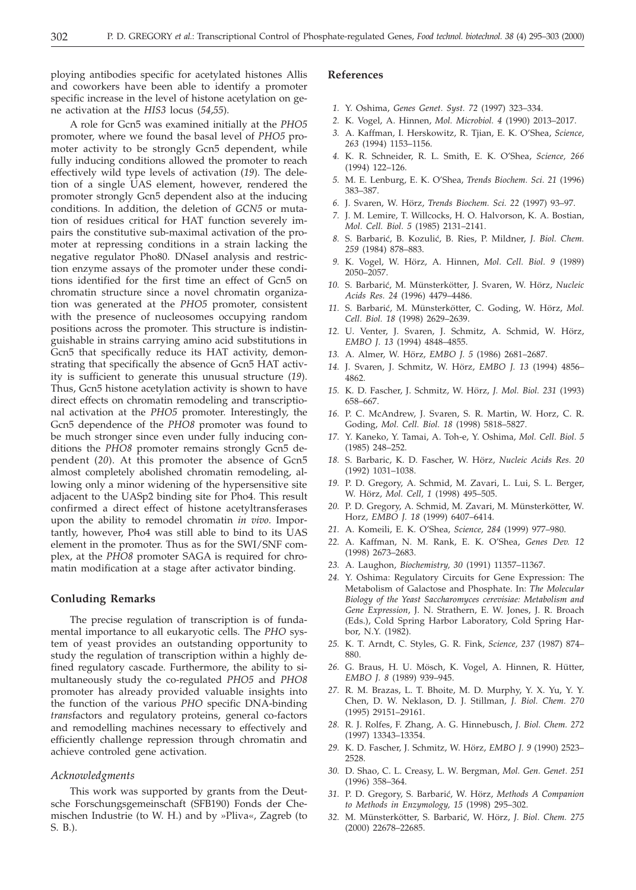ploying antibodies specific for acetylated histones Allis and coworkers have been able to identify a promoter specific increase in the level of histone acetylation on gene activation at the *HIS3* locus (*54*,*55*).

A role for Gcn5 was examined initially at the *PHO5* promoter, where we found the basal level of *PHO5* promoter activity to be strongly Gcn5 dependent, while fully inducing conditions allowed the promoter to reach effectively wild type levels of activation (*19*). The deletion of a single UAS element, however, rendered the promoter strongly Gcn5 dependent also at the inducing conditions. In addition, the deletion of *GCN5* or mutation of residues critical for HAT function severely impairs the constitutive sub-maximal activation of the promoter at repressing conditions in a strain lacking the negative regulator Pho80. DNaseI analysis and restriction enzyme assays of the promoter under these conditions identified for the first time an effect of Gcn5 on chromatin structure since a novel chromatin organization was generated at the *PHO5* promoter, consistent with the presence of nucleosomes occupying random positions across the promoter. This structure is indistinguishable in strains carrying amino acid substitutions in Gcn5 that specifically reduce its HAT activity, demonstrating that specifically the absence of Gcn5 HAT activity is sufficient to generate this unusual structure (*19*). Thus, Gcn5 histone acetylation activity is shown to have direct effects on chromatin remodeling and transcriptional activation at the *PHO5* promoter. Interestingly, the Gcn5 dependence of the *PHO8* promoter was found to be much stronger since even under fully inducing conditions the *PHO8* promoter remains strongly Gcn5 dependent (*20*). At this promoter the absence of Gcn5 almost completely abolished chromatin remodeling, allowing only a minor widening of the hypersensitive site adjacent to the UASp2 binding site for Pho4. This result confirmed a direct effect of histone acetyltransferases upon the ability to remodel chromatin *in vivo*. Importantly, however, Pho4 was still able to bind to its UAS element in the promoter. Thus as for the SWI/SNF complex, at the *PHO8* promoter SAGA is required for chromatin modification at a stage after activator binding.

## Conluding Remarks

The precise regulation of transcription is of fundamental importance to all eukaryotic cells. The *PHO* system of yeast provides an outstanding opportunity to study the regulation of transcription within a highly defined regulatory cascade. Furthermore, the ability to simultaneously study the co-regulated *PHO5* and *PHO8* promoter has already provided valuable insights into the function of the various *PHO* specific DNA-binding *trans*factors and regulatory proteins, general co-factors and remodelling machines necessary to effectively and efficiently challenge repression through chromatin and achieve controled gene activation.

### *Acknowledgments*

This work was supported by grants from the Deutsche Forschungsgemeinschaft (SFB190) Fonds der Chemischen Industrie (to W. H.) and by »Pliva«, Zagreb (to S. B.).

## References

1. Y. Oshima, *Genes Genet. Syst. 72* (1997) 323–334.
2. K. Vogel, A. Hinnen, *Mol. Microbiol. 4* (1990) 2013–2017.
3. A. Kaffman, I. Herskowitz, R. Tjian, E. K. O'Shea, *Science, 263* (1994) 1153–1156.
4. K. R. Schneider, R. L. Smith, E. K. O'Shea, *Science, 266* (1994) 122–126.
5. M. E. Lenburg, E. K. O'Shea, *Trends Biochem. Sci. 21* (1996) 383–387.
6. J. Svaren, W. Hörz, *Trends Biochem. Sci. 22* (1997) 93–97.
7. J. M. Lemire, T. Willcocks, H. O. Halvorson, K. A. Bostian, *Mol. Cell. Biol. 5* (1985) 2131–2141.
8. S. Barbarić, B. Kozulić, B. Ries, P. Mildner, *J. Biol. Chem. 259* (1984) 878–883.
9. K. Vogel, W. Hörz, A. Hinnen, *Mol. Cell. Biol. 9* (1989) 2050–2057.
10. S. Barbarić, M. Münsterkötter, J. Svaren, W. Hörz, *Nucleic Acids Res. 24* (1996) 4479–4486.
11. S. Barbarić, M. Münsterkötter, C. Goding, W. Hörz, *Mol. Cell. Biol. 18* (1998) 2629–2639.
12. U. Venter, J. Svaren, J. Schmitz, A. Schmid, W. Hörz, *EMBO J. 13* (1994) 4848–4855.
13. A. Almer, W. Hörz, *EMBO J. 5* (1986) 2681–2687.
14. J. Svaren, J. Schmitz, W. Hörz, *EMBO J. 13* (1994) 4856–4862.
15. K. D. Fascher, J. Schmitz, W. Hörz, *J. Mol. Biol. 231* (1993) 658–667.
16. P. C. McAndrew, J. Svaren, S. R. Martin, W. Horz, C. R. Goding, *Mol. Cell. Biol. 18* (1998) 5818–5827.
17. Y. Kaneko, Y. Tamai, A. Toh-e, Y. Oshima, *Mol. Cell. Biol. 5* (1985) 248–252.
18. S. Barbaric, K. D. Fascher, W. Hörz, *Nucleic Acids Res. 20* (1992) 1031–1038.
19. P. D. Gregory, A. Schmid, M. Zavari, L. Lui, S. L. Berger, W. Hörz, *Mol. Cell, 1* (1998) 495–505.
20. P. D. Gregory, A. Schmid, M. Zavari, M. Münsterkötter, W. Horz, *EMBO J. 18* (1999) 6407–6414.
21. A. Komeili, E. K. O'Shea, *Science, 284* (1999) 977–980.
22. A. Kaffman, N. M. Rank, E. K. O'Shea, *Genes Dev. 12* (1998) 2673–2683.
23. A. Laughon, *Biochemistry, 30* (1991) 11357–11367.
24. Y. Oshima: Regulatory Circuits for Gene Expression: The Metabolism of Galactose and Phosphate. In: *The Molecular Biology of the Yeast Saccharomyces cerevisiae: Metabolism and Gene Expression*, J. N. Strathern, E. W. Jones, J. R. Broach (Eds.), Cold Spring Harbor Laboratory, Cold Spring Harbor, N.Y. (1982).
25. K. T. Arndt, C. Styles, G. R. Fink, *Science, 237* (1987) 874–880.
26. G. Braus, H. U. Mösch, K. Vogel, A. Hinnen, R. Hütter, *EMBO J. 8* (1989) 939–945.
27. R. M. Brazas, L. T. Bhoite, M. D. Murphy, Y. X. Yu, Y. Y. Chen, D. W. Neklason, D. J. Stillman, *J. Biol. Chem. 270* (1995) 29151–29161.
28. R. J. Rolfes, F. Zhang, A. G. Hinnebusch, *J. Biol. Chem. 272* (1997) 13343–13354.
29. K. D. Fascher, J. Schmitz, W. Hörz, *EMBO J. 9* (1990) 2523–2528.
30. D. Shao, C. L. Creasy, L. W. Bergman, *Mol. Gen. Genet. 251* (1996) 358–364.
31. P. D. Gregory, S. Barbarić, W. Hörz, *Methods A Companion to Methods in Enzymology, 15* (1998) 295–302.
32. M. Münsterkötter, S. Barbarić, W. Hörz, *J. Biol. Chem. 275* (2000) 22678–22685.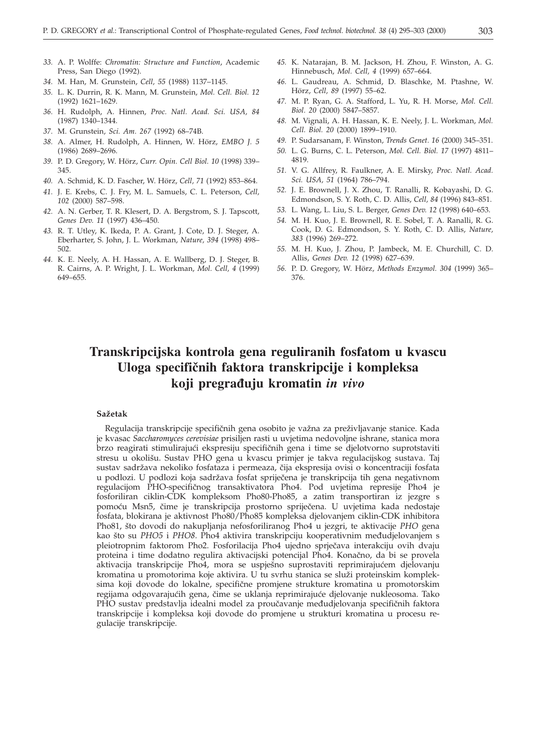33. A. P. Wolffe: *Chromatin: Structure and Function*, Academic Press, San Diego (1992).
34. M. Han, M. Grunstein, *Cell, 55* (1988) 1137–1145.
35. L. K. Durrin, R. K. Mann, M. Grunstein, *Mol. Cell. Biol. 12* (1992) 1621–1629.
36. H. Rudolph, A. Hinnen, *Proc. Natl. Acad. Sci. USA, 84* (1987) 1340–1344.
37. M. Grunstein, *Sci. Am. 267* (1992) 68–74B.
38. A. Almer, H. Rudolph, A. Hinnen, W. Hörz, *EMBO J. 5* (1986) 2689–2696.
39. P. D. Gregory, W. Hörz, *Curr. Opin. Cell Biol. 10* (1998) 339–345.
40. A. Schmid, K. D. Fascher, W. Hörz, *Cell, 71* (1992) 853–864.
41. J. E. Krebs, C. J. Fry, M. L. Samuels, C. L. Peterson, *Cell, 102* (2000) 587–598.
42. A. N. Gerber, T. R. Klesert, D. A. Bergstrom, S. J. Tapscott, *Genes Dev. 11* (1997) 436–450.
43. R. T. Utley, K. Ikeda, P. A. Grant, J. Cote, D. J. Steger, A. Eberharter, S. John, J. L. Workman, *Nature, 394* (1998) 498–502.
44. K. E. Neely, A. H. Hassan, A. E. Wallberg, D. J. Steger, B. R. Cairns, A. P. Wright, J. L. Workman, *Mol. Cell, 4* (1999) 649–655.
45. K. Natarajan, B. M. Jackson, H. Zhou, F. Winston, A. G. Hinnebusch, *Mol. Cell, 4* (1999) 657–664.
46. L. Gaudreau, A. Schmid, D. Blaschke, M. Ptashne, W. Hörz, *Cell, 89* (1997) 55–62.
47. M. P. Ryan, G. A. Stafford, L. Yu, R. H. Morse, *Mol. Cell. Biol. 20* (2000) 5847–5857.
48. M. Vignali, A. H. Hassan, K. E. Neely, J. L. Workman, *Mol. Cell. Biol. 20* (2000) 1899–1910.
49. P. Sudarsanam, F. Winston, *Trends Genet. 16* (2000) 345–351.
50. L. G. Burns, C. L. Peterson, *Mol. Cell. Biol. 17* (1997) 4811–4819.
51. V. G. Allfrey, R. Faulkner, A. E. Mirsky, *Proc. Natl. Acad. Sci. USA, 51* (1964) 786–794.
52. J. E. Brownell, J. X. Zhou, T. Ranalli, R. Kobayashi, D. G. Edmondson, S. Y. Roth, C. D. Allis, *Cell, 84* (1996) 843–851.
53. L. Wang, L. Liu, S. L. Berger, *Genes Dev. 12* (1998) 640–653.
54. M. H. Kuo, J. E. Brownell, R. E. Sobel, T. A. Ranalli, R. G. Cook, D. G. Edmondson, S. Y. Roth, C. D. Allis, *Nature, 383* (1996) 269–272.
55. M. H. Kuo, J. Zhou, P. Jambeck, M. E. Churchill, C. D. Allis, *Genes Dev. 12* (1998) 627–639.
56. P. D. Gregory, W. Hörz, *Methods Enzymol. 304* (1999) 365–376.

# Transkripcijska kontrola gena reguliranih fosfatom u kvascu Uloga specifičnih faktora transkripcije i kompleksa koji pregrađuju kromatin *in vivo*

### Sažetak

Regulacija transkripcije specifičnih gena osobito je važna za preživljavanje stanice. Kada je kvasac *Saccharomyces cerevisiae* prisiljen rasti u uvjetima nedovoljne ishrane, stanica mora brzo reagirati stimulirajući ekspresiju specifičnih gena i time se djelotvorno suprotstaviti stresu u okolišu. Sustav PHO gena u kvascu primjer je takva regulacijskog sustava. Taj sustav sadržava nekoliko fosfataza i permeaza, čija ekspresija ovisi o koncentraciji fosfata u podlozi. U podlozi koja sadržava fosfat spriječena je transkripcija tih gena negativnom regulacijom PHO-specifičnog transaktivatora Pho4. Pod uvjetima represije Pho4 je fosforiliran ciklin-CDK kompleksom Pho80-Pho85, a zatim transportiran iz jezgre s pomoću Msn5, čime je transkripcija prostorno spriječena. U uvjetima kada nedostaje fosfata, blokirana je aktivnost Pho80/Pho85 kompleksa djelovanjem ciklin-CDK inhibitora Pho81, što dovodi do nakupljanja nefosforiliranog Pho4 u jezgri, te aktivacije *PHO* gena kao što su *PHO5* i *PHO8*. Pho4 aktivira transkripciju kooperativnim međudjelovanjem s pleiotropnim faktorom Pho2. Fosforilacija Pho4 ujedno sprječava interakciju ovih dvaju proteina i time dodatno regulira aktivacijski potencijal Pho4. Konačno, da bi se provela aktivacija transkripcije Pho4, mora se uspješno suprotstaviti reprimirajućem djelovanju kromatina u promotorima koje aktivira. U tu svrhu stanica se služi proteinskim kompleksima koji dovode do lokalne, specifične promjene strukture kromatina u promotorskim regijama odgovarajućih gena, čime se uklanja reprimirajuće djelovanje nukleosoma. Tako PHO sustav predstavlja idealni model za proučavanje međudjelovanja specifičnih faktora transkripcije i kompleksa koji dovode do promjene u strukturi kromatina u procesu regulacije transkripcije.